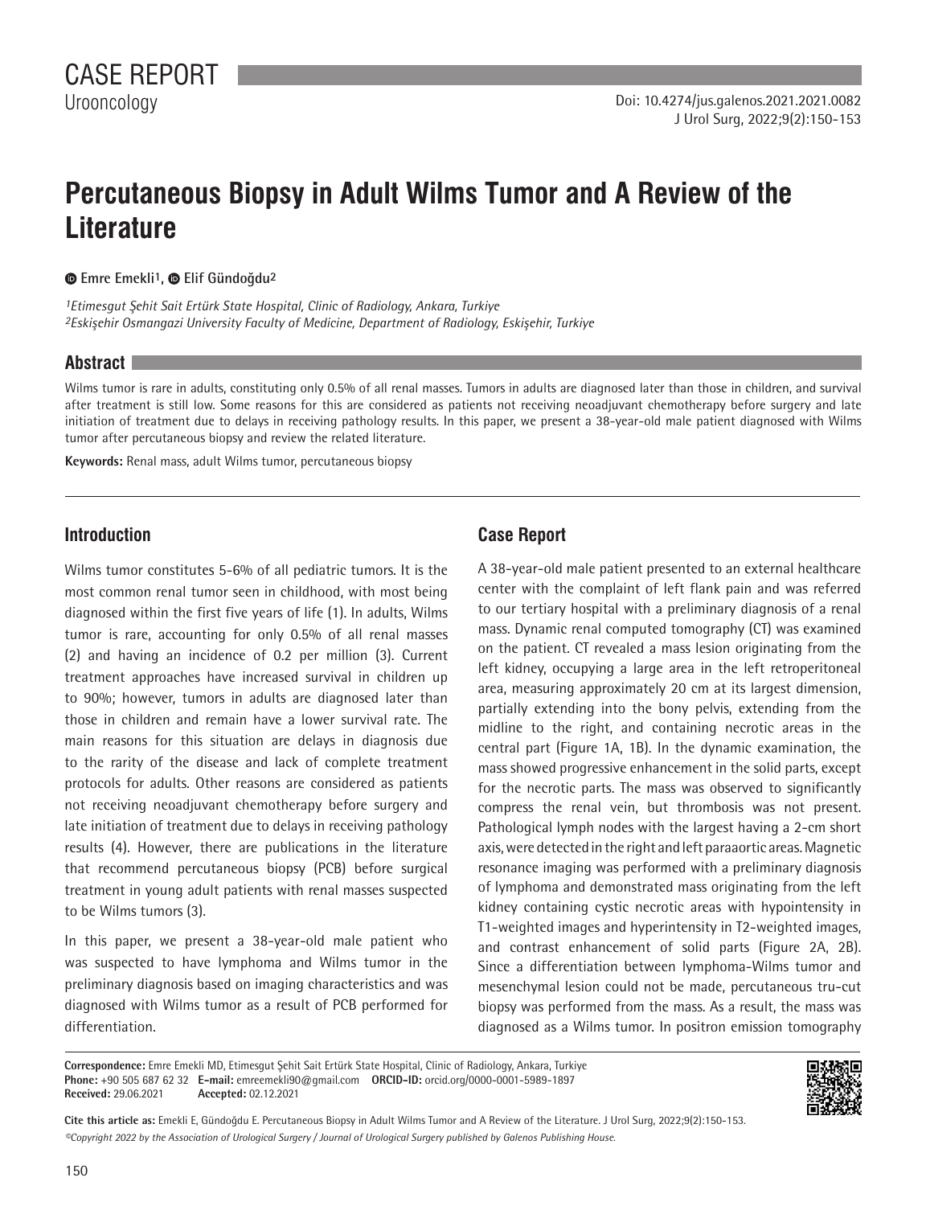CASE REPORT

Urooncology

Doi: 10.4274/jus.galenos.2021.2021.0082

# Percutaneous Biopsy in Adult Wilms Tumor and A Review of the Literature

**Emre Emekli[1], Elif Gündoğdu[2]**

[1]*Etimesgut Şehit Sait Ertürk State Hospital, Clinic of Radiology, Ankara, Turkiye*
[2]*Eskişehir Osmangazi University Faculty of Medicine, Department of Radiology, Eskişehir, Turkiye*

## Abstract

Wilms tumor is rare in adults, constituting only 0.5% of all renal masses. Tumors in adults are diagnosed later than those in children, and survival after treatment is still low. Some reasons for this are considered as patients not receiving neoadjuvant chemotherapy before surgery and late initiation of treatment due to delays in receiving pathology results. In this paper, we present a 38-year-old male patient diagnosed with Wilms tumor after percutaneous biopsy and review the related literature.

**Keywords:** Renal mass, adult Wilms tumor, percutaneous biopsy

## Introduction

Wilms tumor constitutes 5-6% of all pediatric tumors. It is the most common renal tumor seen in childhood, with most being diagnosed within the first five years of life (1). In adults, Wilms tumor is rare, accounting for only 0.5% of all renal masses (2) and having an incidence of 0.2 per million (3). Current treatment approaches have increased survival in children up to 90%; however, tumors in adults are diagnosed later than those in children and remain have a lower survival rate. The main reasons for this situation are delays in diagnosis due to the rarity of the disease and lack of complete treatment protocols for adults. Other reasons are considered as patients not receiving neoadjuvant chemotherapy before surgery and late initiation of treatment due to delays in receiving pathology results (4). However, there are publications in the literature that recommend percutaneous biopsy (PCB) before surgical treatment in young adult patients with renal masses suspected to be Wilms tumors (3).

In this paper, we present a 38-year-old male patient who was suspected to have lymphoma and Wilms tumor in the preliminary diagnosis based on imaging characteristics and was diagnosed with Wilms tumor as a result of PCB performed for differentiation.

## Case Report

A 38-year-old male patient presented to an external healthcare center with the complaint of left flank pain and was referred to our tertiary hospital with a preliminary diagnosis of a renal mass. Dynamic renal computed tomography (CT) was examined on the patient. CT revealed a mass lesion originating from the left kidney, occupying a large area in the left retroperitoneal area, measuring approximately 20 cm at its largest dimension, partially extending into the bony pelvis, extending from the midline to the right, and containing necrotic areas in the central part (Figure 1A, 1B). In the dynamic examination, the mass showed progressive enhancement in the solid parts, except for the necrotic parts. The mass was observed to significantly compress the renal vein, but thrombosis was not present. Pathological lymph nodes with the largest having a 2-cm short axis, were detected in the right and left paraaortic areas. Magnetic resonance imaging was performed with a preliminary diagnosis of lymphoma and demonstrated mass originating from the left kidney containing cystic necrotic areas with hypointensity in T1-weighted images and hyperintensity in T2-weighted images, and contrast enhancement of solid parts (Figure 2A, 2B). Since a differentiation between lymphoma-Wilms tumor and mesenchymal lesion could not be made, percutaneous tru-cut biopsy was performed from the mass. As a result, the mass was diagnosed as a Wilms tumor. In positron emission tomography

**Correspondence:** Emre Emekli MD, Etimesgut Şehit Sait Ertürk State Hospital, Clinic of Radiology, Ankara, Turkiye
**Phone:** +90 505 687 62 32 **E-mail:** emreemekli90@gmail.com **ORCID-ID:** orcid.org/0000-0001-5989-1897
**Received:** 29.06.2021 **Accepted:** 02.12.2021

**Cite this article as:** Emekli E, Gündoğdu E. Percutaneous Biopsy in Adult Wilms Tumor and A Review of the Literature. J Urol Surg, 2022;9(2):150-153.

*©Copyright 2022 by the Association of Urological Surgery / Journal of Urological Surgery published by Galenos Publishing House.*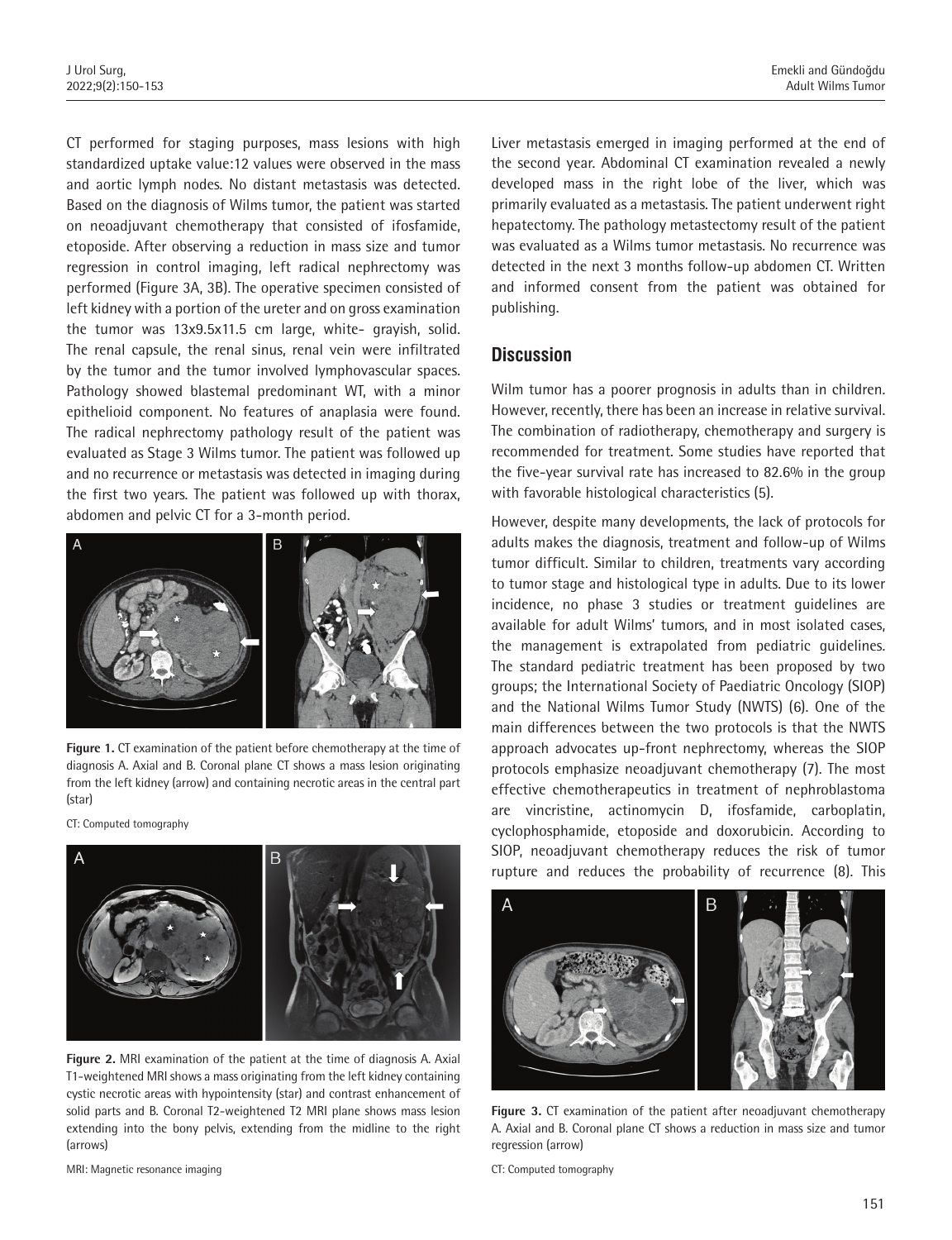CT performed for staging purposes, mass lesions with high standardized uptake value:12 values were observed in the mass and aortic lymph nodes. No distant metastasis was detected. Based on the diagnosis of Wilms tumor, the patient was started on neoadjuvant chemotherapy that consisted of ifosfamide, etoposide. After observing a reduction in mass size and tumor regression in control imaging, left radical nephrectomy was performed (Figure 3A, 3B). The operative specimen consisted of left kidney with a portion of the ureter and on gross examination the tumor was 13x9.5x11.5 cm large, white- grayish, solid. The renal capsule, the renal sinus, renal vein were infiltrated by the tumor and the tumor involved lymphovascular spaces. Pathology showed blastemal predominant WT, with a minor epithelioid component. No features of anaplasia were found. The radical nephrectomy pathology result of the patient was evaluated as Stage 3 Wilms tumor. The patient was followed up and no recurrence or metastasis was detected in imaging during the first two years. The patient was followed up with thorax, abdomen and pelvic CT for a 3-month period.

**Figure 1.** CT examination of the patient before chemotherapy at the time of diagnosis A. Axial and B. Coronal plane CT shows a mass lesion originating from the left kidney (arrow) and containing necrotic areas in the central part (star)

CT: Computed tomography

**Figure 2.** MRI examination of the patient at the time of diagnosis A. Axial T1-weightened MRI shows a mass originating from the left kidney containing cystic necrotic areas with hypointensity (star) and contrast enhancement of solid parts and B. Coronal T2-weightened T2 MRI plane shows mass lesion extending into the bony pelvis, extending from the midline to the right (arrows)

MRI: Magnetic resonance imaging

Liver metastasis emerged in imaging performed at the end of the second year. Abdominal CT examination revealed a newly developed mass in the right lobe of the liver, which was primarily evaluated as a metastasis. The patient underwent right hepatectomy. The pathology metastectomy result of the patient was evaluated as a Wilms tumor metastasis. No recurrence was detected in the next 3 months follow-up abdomen CT. Written and informed consent from the patient was obtained for publishing.

## Discussion

Wilm tumor has a poorer prognosis in adults than in children. However, recently, there has been an increase in relative survival. The combination of radiotherapy, chemotherapy and surgery is recommended for treatment. Some studies have reported that the five-year survival rate has increased to 82.6% in the group with favorable histological characteristics (5).

However, despite many developments, the lack of protocols for adults makes the diagnosis, treatment and follow-up of Wilms tumor difficult. Similar to children, treatments vary according to tumor stage and histological type in adults. Due to its lower incidence, no phase 3 studies or treatment guidelines are available for adult Wilms' tumors, and in most isolated cases, the management is extrapolated from pediatric guidelines. The standard pediatric treatment has been proposed by two groups; the International Society of Paediatric Oncology (SIOP) and the National Wilms Tumor Study (NWTS) (6). One of the main differences between the two protocols is that the NWTS approach advocates up-front nephrectomy, whereas the SIOP protocols emphasize neoadjuvant chemotherapy (7). The most effective chemotherapeutics in treatment of nephroblastoma are vincristine, actinomycin D, ifosfamide, carboplatin, cyclophosphamide, etoposide and doxorubicin. According to SIOP, neoadjuvant chemotherapy reduces the risk of tumor rupture and reduces the probability of recurrence (8). This

**Figure 3.** CT examination of the patient after neoadjuvant chemotherapy A. Axial and B. Coronal plane CT shows a reduction in mass size and tumor regression (arrow)

CT: Computed tomography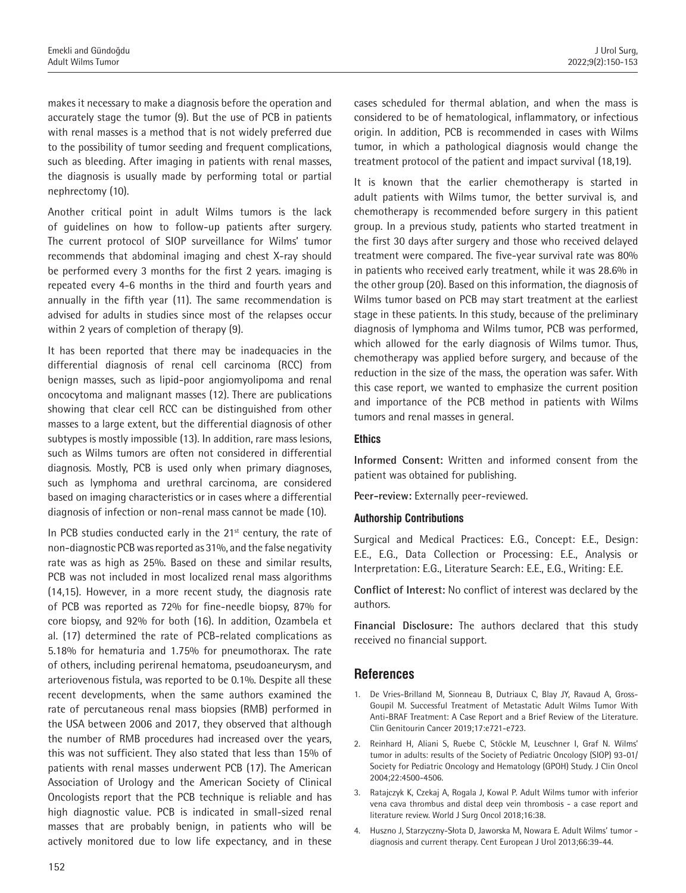makes it necessary to make a diagnosis before the operation and accurately stage the tumor (9). But the use of PCB in patients with renal masses is a method that is not widely preferred due to the possibility of tumor seeding and frequent complications, such as bleeding. After imaging in patients with renal masses, the diagnosis is usually made by performing total or partial nephrectomy (10).

Another critical point in adult Wilms tumors is the lack of guidelines on how to follow-up patients after surgery. The current protocol of SIOP surveillance for Wilms' tumor recommends that abdominal imaging and chest X-ray should be performed every 3 months for the first 2 years. imaging is repeated every 4-6 months in the third and fourth years and annually in the fifth year (11). The same recommendation is advised for adults in studies since most of the relapses occur within 2 years of completion of therapy (9).

It has been reported that there may be inadequacies in the differential diagnosis of renal cell carcinoma (RCC) from benign masses, such as lipid-poor angiomyolipoma and renal oncocytoma and malignant masses (12). There are publications showing that clear cell RCC can be distinguished from other masses to a large extent, but the differential diagnosis of other subtypes is mostly impossible (13). In addition, rare mass lesions, such as Wilms tumors are often not considered in differential diagnosis. Mostly, PCB is used only when primary diagnoses, such as lymphoma and urethral carcinoma, are considered based on imaging characteristics or in cases where a differential diagnosis of infection or non-renal mass cannot be made (10).

In PCB studies conducted early in the 21st century, the rate of non-diagnostic PCB was reported as 31%, and the false negativity rate was as high as 25%. Based on these and similar results, PCB was not included in most localized renal mass algorithms (14,15). However, in a more recent study, the diagnosis rate of PCB was reported as 72% for fine-needle biopsy, 87% for core biopsy, and 92% for both (16). In addition, Ozambela et al. (17) determined the rate of PCB-related complications as 5.18% for hematuria and 1.75% for pneumothorax. The rate of others, including perirenal hematoma, pseudoaneurysm, and arteriovenous fistula, was reported to be 0.1%. Despite all these recent developments, when the same authors examined the rate of percutaneous renal mass biopsies (RMB) performed in the USA between 2006 and 2017, they observed that although the number of RMB procedures had increased over the years, this was not sufficient. They also stated that less than 15% of patients with renal masses underwent PCB (17). The American Association of Urology and the American Society of Clinical Oncologists report that the PCB technique is reliable and has high diagnostic value. PCB is indicated in small-sized renal masses that are probably benign, in patients who will be actively monitored due to low life expectancy, and in these cases scheduled for thermal ablation, and when the mass is considered to be of hematological, inflammatory, or infectious origin. In addition, PCB is recommended in cases with Wilms tumor, in which a pathological diagnosis would change the treatment protocol of the patient and impact survival (18,19).

It is known that the earlier chemotherapy is started in adult patients with Wilms tumor, the better survival is, and chemotherapy is recommended before surgery in this patient group. In a previous study, patients who started treatment in the first 30 days after surgery and those who received delayed treatment were compared. The five-year survival rate was 80% in patients who received early treatment, while it was 28.6% in the other group (20). Based on this information, the diagnosis of Wilms tumor based on PCB may start treatment at the earliest stage in these patients. In this study, because of the preliminary diagnosis of lymphoma and Wilms tumor, PCB was performed, which allowed for the early diagnosis of Wilms tumor. Thus, chemotherapy was applied before surgery, and because of the reduction in the size of the mass, the operation was safer. With this case report, we wanted to emphasize the current position and importance of the PCB method in patients with Wilms tumors and renal masses in general.

### Ethics

**Informed Consent:** Written and informed consent from the patient was obtained for publishing.

**Peer-review:** Externally peer-reviewed.

### Authorship Contributions

Surgical and Medical Practices: E.G., Concept: E.E., Design: E.E., E.G., Data Collection or Processing: E.E., Analysis or Interpretation: E.G., Literature Search: E.E., E.G., Writing: E.E.

**Conflict of Interest:** No conflict of interest was declared by the authors.

**Financial Disclosure:** The authors declared that this study received no financial support.

## References

1. De Vries-Brilland M, Sionneau B, Dutriaux C, Blay JY, Ravaud A, Gross-Goupil M. Successful Treatment of Metastatic Adult Wilms Tumor With Anti-BRAF Treatment: A Case Report and a Brief Review of the Literature. Clin Genitourin Cancer 2019;17:e721-e723.
2. Reinhard H, Aliani S, Ruebe C, Stöckle M, Leuschner I, Graf N. Wilms' tumor in adults: results of the Society of Pediatric Oncology (SIOP) 93-01/ Society for Pediatric Oncology and Hematology (GPOH) Study. J Clin Oncol 2004;22:4500-4506.
3. Ratajczyk K, Czekaj A, Rogala J, Kowal P. Adult Wilms tumor with inferior vena cava thrombus and distal deep vein thrombosis - a case report and literature review. World J Surg Oncol 2018;16:38.
4. Huszno J, Starzyczny-Słota D, Jaworska M, Nowara E. Adult Wilms' tumor - diagnosis and current therapy. Cent European J Urol 2013;66:39-44.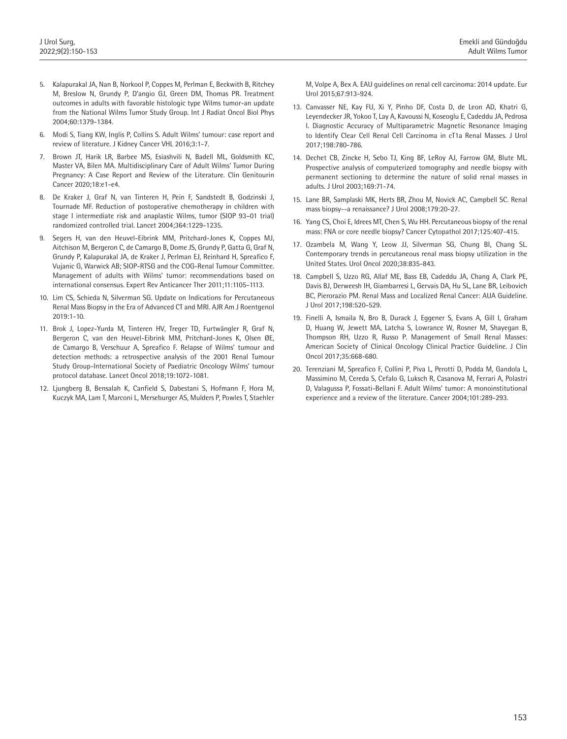5. Kalapurakal JA, Nan B, Norkool P, Coppes M, Perlman E, Beckwith B, Ritchey M, Breslow N, Grundy P, D'angio GJ, Green DM, Thomas PR. Treatment outcomes in adults with favorable histologic type Wilms tumor-an update from the National Wilms Tumor Study Group. Int J Radiat Oncol Biol Phys 2004;60:1379-1384.
6. Modi S, Tiang KW, Inglis P, Collins S. Adult Wilms' tumour: case report and review of literature. J Kidney Cancer VHL 2016;3:1-7.
7. Brown JT, Harik LR, Barbee MS, Esiashvili N, Badell ML, Goldsmith KC, Master VA, Bilen MA. Multidisciplinary Care of Adult Wilms' Tumor During Pregnancy: A Case Report and Review of the Literature. Clin Genitourin Cancer 2020;18:e1-e4.
8. De Kraker J, Graf N, van Tinteren H, Pein F, Sandstedt B, Godzinski J, Tournade MF. Reduction of postoperative chemotherapy in children with stage I intermediate risk and anaplastic Wilms, tumor (SIOP 93-01 trial) randomized controlled trial. Lancet 2004;364:1229-1235.
9. Segers H, van den Heuvel-Eibrink MM, Pritchard-Jones K, Coppes MJ, Aitchison M, Bergeron C, de Camargo B, Dome JS, Grundy P, Gatta G, Graf N, Grundy P, Kalapurakal JA, de Kraker J, Perlman EJ, Reinhard H, Spreafico F, Vujanic G, Warwick AB; SIOP-RTSG and the COG-Renal Tumour Committee. Management of adults with Wilms' tumor: recommendations based on international consensus. Expert Rev Anticancer Ther 2011;11:1105-1113.
10. Lim CS, Schieda N, Silverman SG. Update on Indications for Percutaneous Renal Mass Biopsy in the Era of Advanced CT and MRI. AJR Am J Roentgenol 2019:1-10.
11. Brok J, Lopez-Yurda M, Tinteren HV, Treger TD, Furtwängler R, Graf N, Bergeron C, van den Heuvel-Eibrink MM, Pritchard-Jones K, Olsen ØE, de Camargo B, Verschuur A, Spreafico F. Relapse of Wilms' tumour and detection methods: a retrospective analysis of the 2001 Renal Tumour Study Group-International Society of Paediatric Oncology Wilms' tumour protocol database. Lancet Oncol 2018;19:1072-1081.
12. Ljungberg B, Bensalah K, Canfield S, Dabestani S, Hofmann F, Hora M, Kuczyk MA, Lam T, Marconi L, Merseburger AS, Mulders P, Powles T, Staehler M, Volpe A, Bex A. EAU guidelines on renal cell carcinoma: 2014 update. Eur Urol 2015;67:913-924.
13. Canvasser NE, Kay FU, Xi Y, Pinho DF, Costa D, de Leon AD, Khatri G, Leyendecker JR, Yokoo T, Lay A, Kavoussi N, Koseoglu E, Cadeddu JA, Pedrosa I. Diagnostic Accuracy of Multiparametric Magnetic Resonance Imaging to Identify Clear Cell Renal Cell Carcinoma in cT1a Renal Masses. J Urol 2017;198:780-786.
14. Dechet CB, Zincke H, Sebo TJ, King BF, LeRoy AJ, Farrow GM, Blute ML. Prospective analysis of computerized tomography and needle biopsy with permanent sectioning to determine the nature of solid renal masses in adults. J Urol 2003;169:71-74.
15. Lane BR, Samplaski MK, Herts BR, Zhou M, Novick AC, Campbell SC. Renal mass biopsy--a renaissance? J Urol 2008;179:20-27.
16. Yang CS, Choi E, Idrees MT, Chen S, Wu HH. Percutaneous biopsy of the renal mass: FNA or core needle biopsy? Cancer Cytopathol 2017;125:407-415.
17. Ozambela M, Wang Y, Leow JJ, Silverman SG, Chung BI, Chang SL. Contemporary trends in percutaneous renal mass biopsy utilization in the United States. Urol Oncol 2020;38:835-843.
18. Campbell S, Uzzo RG, Allaf ME, Bass EB, Cadeddu JA, Chang A, Clark PE, Davis BJ, Derweesh IH, Giambarresi L, Gervais DA, Hu SL, Lane BR, Leibovich BC, Pierorazio PM. Renal Mass and Localized Renal Cancer: AUA Guideline. J Urol 2017;198:520-529.
19. Finelli A, Ismaila N, Bro B, Durack J, Eggener S, Evans A, Gill I, Graham D, Huang W, Jewett MA, Latcha S, Lowrance W, Rosner M, Shayegan B, Thompson RH, Uzzo R, Russo P. Management of Small Renal Masses: American Society of Clinical Oncology Clinical Practice Guideline. J Clin Oncol 2017;35:668-680.
20. Terenziani M, Spreafico F, Collini P, Piva L, Perotti D, Podda M, Gandola L, Massimino M, Cereda S, Cefalo G, Luksch R, Casanova M, Ferrari A, Polastri D, Valagussa P, Fossati-Bellani F. Adult Wilms' tumor: A monoinstitutional experience and a review of the literature. Cancer 2004;101:289-293.